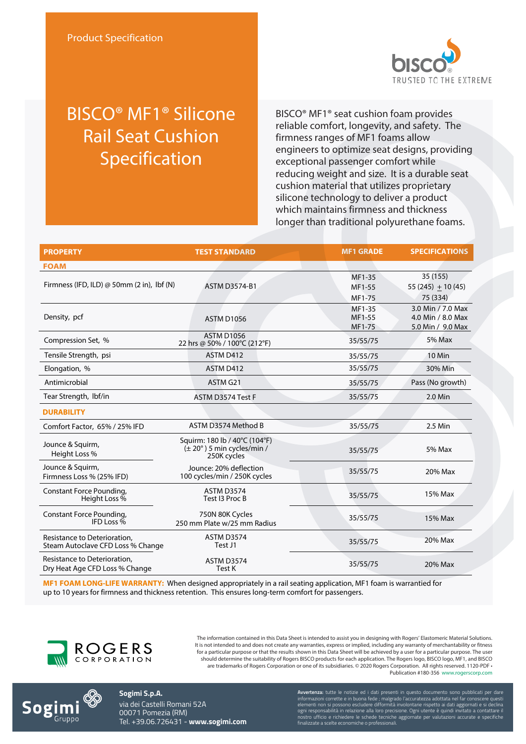Product Specification

bisco®
TRUSTED TO THE EXTREME

# BISCO® MF1® Silicone Rail Seat Cushion Specification

BISCO® MF1® seat cushion foam provides reliable comfort, longevity, and safety. The firmness ranges of MF1 foams allow engineers to optimize seat designs, providing exceptional passenger comfort while reducing weight and size. It is a durable seat cushion material that utilizes proprietary silicone technology to deliver a product which maintains firmness and thickness longer than traditional polyurethane foams.

| PROPERTY | TEST STANDARD | MF1 GRADE | SPECIFICATIONS |
|---|---|---|---|
| **FOAM** | | | |
| Firmness (IFD, ILD) @ 50mm (2 in), lbf (N) | ASTM D3574-B1 | MF1-35<br>MF1-55<br>MF1-75 | 35 (155)<br>55 (245) ± 10 (45)<br>75 (334) |
| Density, pcf | ASTM D1056 | MF1-35<br>MF1-55<br>MF1-75 | 3.0 Min / 7.0 Max<br>4.0 Min / 8.0 Max<br>5.0 Min / 9.0 Max |
| Compression Set, % | ASTM D1056<br>22 hrs @ 50% / 100°C (212°F) | 35/55/75 | 5% Max |
| Tensile Strength, psi | ASTM D412 | 35/55/75 | 10 Min |
| Elongation, % | ASTM D412 | 35/55/75 | 30% Min |
| Antimicrobial | ASTM G21 | 35/55/75 | Pass (No growth) |
| Tear Strength, lbf/in | ASTM D3574 Test F | 35/55/75 | 2.0 Min |
| **DURABILITY** | | | |
| Comfort Factor, 65% / 25% IFD | ASTM D3574 Method B | 35/55/75 | 2.5 Min |
| Jounce & Squirm, Height Loss % | Squirm: 180 lb / 40°C (104°F) (± 20°) 5 min cycles/min / 250K cycles | 35/55/75 | 5% Max |
| Jounce & Squirm, Firmness Loss % (25% IFD) | Jounce: 20% deflection 100 cycles/min / 250K cycles | 35/55/75 | 20% Max |
| Constant Force Pounding, Height Loss % | ASTM D3574<br>Test I3 Proc B | 35/55/75 | 15% Max |
| Constant Force Pounding, IFD Loss % | 750N 80K Cycles<br>250 mm Plate w/25 mm Radius | 35/55/75 | 15% Max |
| Resistance to Deterioration, Steam Autoclave CFD Loss % Change | ASTM D3574<br>Test J1 | 35/55/75 | 20% Max |
| Resistance to Deterioration, Dry Heat Age CFD Loss % Change | ASTM D3574<br>Test K | 35/55/75 | 20% Max |

**MF1 FOAM LONG-LIFE WARRANTY:** When designed appropriately in a rail seating application, MF1 foam is warrantied for up to 10 years for firmness and thickness retention. This ensures long-term comfort for passengers.

ROGERS CORPORATION

The information contained in this Data Sheet is intended to assist you in designing with Rogers' Elastomeric Material Solutions. It is not intended to and does not create any warranties, express or implied, including any warranty of merchantability or fitness for a particular purpose or that the results shown in this Data Sheet will be achieved by a user for a particular purpose. The user should determine the suitability of Rogers BISCO products for each application. The Rogers logo, BISCO logo, MF1, and BISCO are trademarks of Rogers Corporation or one of its subsidiaries. © 2020 Rogers Corporation. All rights reserved. 1120-PDF • Publication #180-356 www.rogerscorp.com

Sogimi Gruppo

**Sogimi S.p.A.**
via dei Castelli Romani 52A
00071 Pomezia (RM)
Tel. +39.06.726431 - **www.sogimi.com**

**Avvertenza:** tutte le notizie ed i dati presenti in questo documento sono pubblicati per dare informazioni corrette e in buona fede ; malgrado l'accuratezza adottata nel far conoscere questi elementi non si possono escludere difformità involontarie rispetto ai dati aggiornati e si declina ogni responsabilità in relazione alla loro precisione. Ogni utente è quindi invitato a contattare il nostro ufficio e richiedere le schede tecniche aggiornate per valutazioni accurate e specifiche finalizzate a scelte economiche o professionali.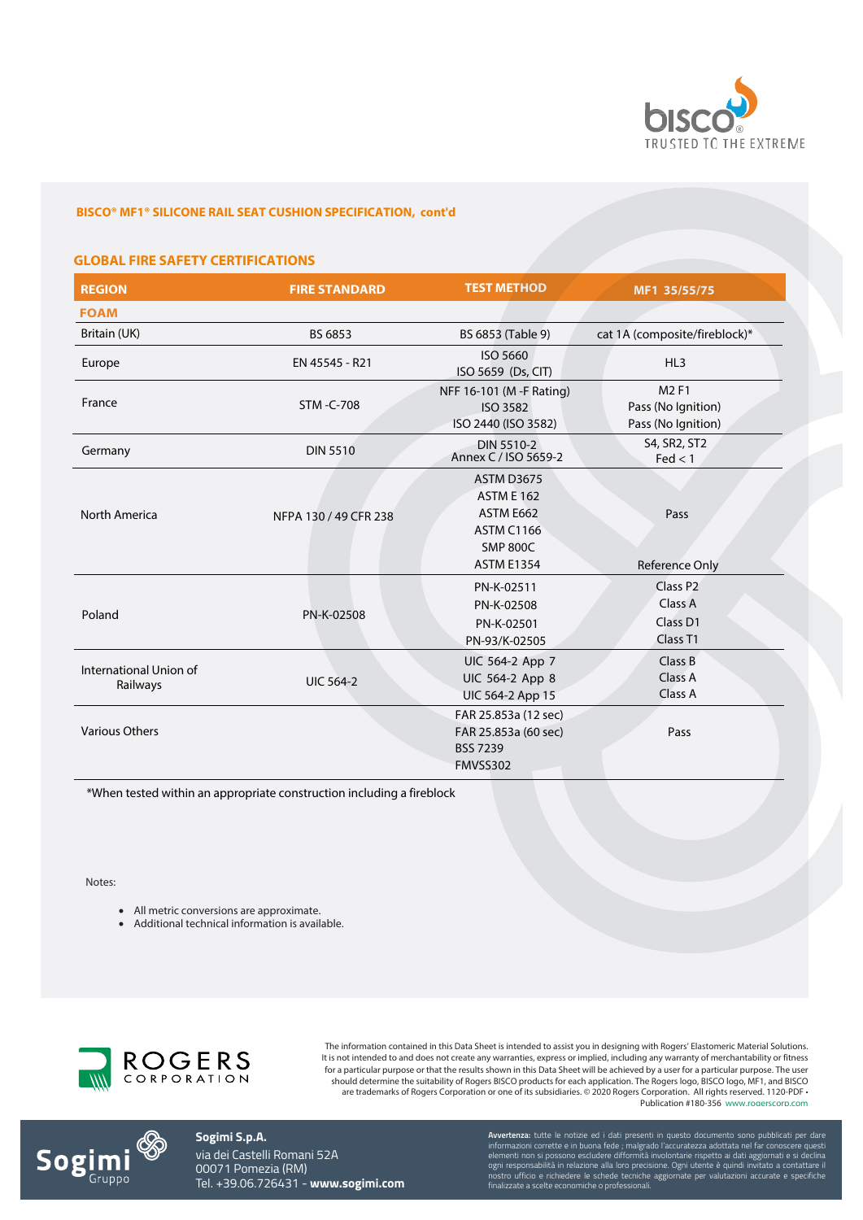**BISCO® MF1® SILICONE RAIL SEAT CUSHION SPECIFICATION, cont'd**

## GLOBAL FIRE SAFETY CERTIFICATIONS

| REGION | FIRE STANDARD | TEST METHOD | MF1 35/55/75 |
|---|---|---|---|
| **FOAM** | | | |
| Britain (UK) | BS 6853 | BS 6853 (Table 9) | cat 1A (composite/fireblock)* |
| Europe | EN 45545 - R21 | ISO 5660<br>ISO 5659 (Ds, CIT) | HL3 |
| France | STM -C-708 | NFF 16-101 (M -F Rating)<br>ISO 3582<br>ISO 2440 (ISO 3582) | M2 F1<br>Pass (No Ignition)<br>Pass (No Ignition) |
| Germany | DIN 5510 | DIN 5510-2<br>Annex C / ISO 5659-2 | S4, SR2, ST2<br>Fed < 1 |
| North America | NFPA 130 / 49 CFR 238 | ASTM D3675<br>ASTM E 162<br>ASTM E662<br>ASTM C1166<br>SMP 800C<br>ASTM E1354 | Pass<br><br><br><br><br>Reference Only |
| Poland | PN-K-02508 | PN-K-02511<br>PN-K-02508<br>PN-K-02501<br>PN-93/K-02505 | Class P2<br>Class A<br>Class D1<br>Class T1 |
| International Union of Railways | UIC 564-2 | UIC 564-2 App 7<br>UIC 564-2 App 8<br>UIC 564-2 App 15 | Class B<br>Class A<br>Class A |
| Various Others | | FAR 25.853a (12 sec)<br>FAR 25.853a (60 sec)<br>BSS 7239<br>FMVSS302 | Pass |

*When tested within an appropriate construction including a fireblock

Notes:

- All metric conversions are approximate.
- Additional technical information is available.

The information contained in this Data Sheet is intended to assist you in designing with Rogers' Elastomeric Material Solutions. It is not intended to and does not create any warranties, express or implied, including any warranty of merchantability or fitness for a particular purpose or that the results shown in this Data Sheet will be achieved by a user for a particular purpose. The user should determine the suitability of Rogers BISCO products for each application. The Rogers logo, BISCO logo, MF1, and BISCO are trademarks of Rogers Corporation or one of its subsidiaries. © 2020 Rogers Corporation. All rights reserved. 1120-PDF • Publication #180-356 www.rogerscorp.com

**Sogimi S.p.A.**
via dei Castelli Romani 52A
00071 Pomezia (RM)
Tel. +39.06.726431 - **www.sogimi.com**

**Avvertenza:** tutte le notizie ed i dati presenti in questo documento sono pubblicati per dare informazioni corrette e in buona fede ; malgrado l'accuratezza adottata nel far conoscere questi elementi non si possono escludere difformità involontarie rispetto ai dati aggiornati e si declina ogni responsabilità in relazione alla loro precisione. Ogni utente è quindi invitato a contattare il nostro ufficio e richiedere le schede tecniche aggiornate per valutazioni accurate e specifiche finalizzate a scelte economiche o professionali.